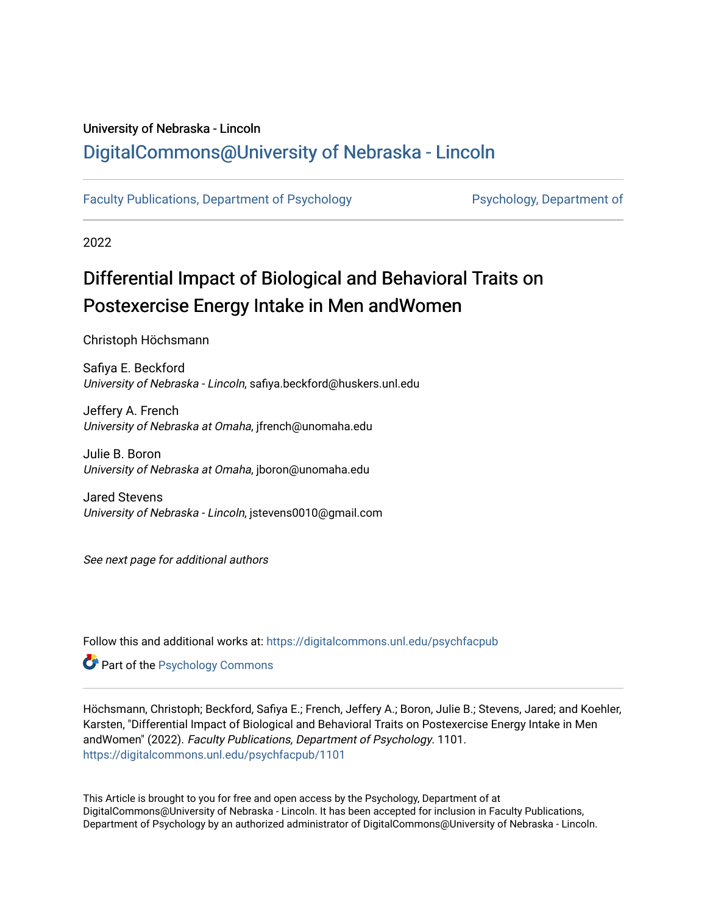University of Nebraska - Lincoln

# DigitalCommons@University of Nebraska - Lincoln

Faculty Publications, Department of Psychology | Psychology, Department of

2022

## Differential Impact of Biological and Behavioral Traits on Postexercise Energy Intake in Men andWomen

Christoph Höchsmann

Safiya E. Beckford
*University of Nebraska - Lincoln*, safiya.beckford@huskers.unl.edu

Jeffery A. French
*University of Nebraska at Omaha*, jfrench@unomaha.edu

Julie B. Boron
*University of Nebraska at Omaha*, jboron@unomaha.edu

Jared Stevens
*University of Nebraska - Lincoln*, jstevens0010@gmail.com

*See next page for additional authors*

Follow this and additional works at: https://digitalcommons.unl.edu/psychfacpub

Part of the Psychology Commons

Höchsmann, Christoph; Beckford, Safiya E.; French, Jeffery A.; Boron, Julie B.; Stevens, Jared; and Koehler, Karsten, "Differential Impact of Biological and Behavioral Traits on Postexercise Energy Intake in Men andWomen" (2022). *Faculty Publications, Department of Psychology*. 1101.
https://digitalcommons.unl.edu/psychfacpub/1101

This Article is brought to you for free and open access by the Psychology, Department of at DigitalCommons@University of Nebraska - Lincoln. It has been accepted for inclusion in Faculty Publications, Department of Psychology by an authorized administrator of DigitalCommons@University of Nebraska - Lincoln.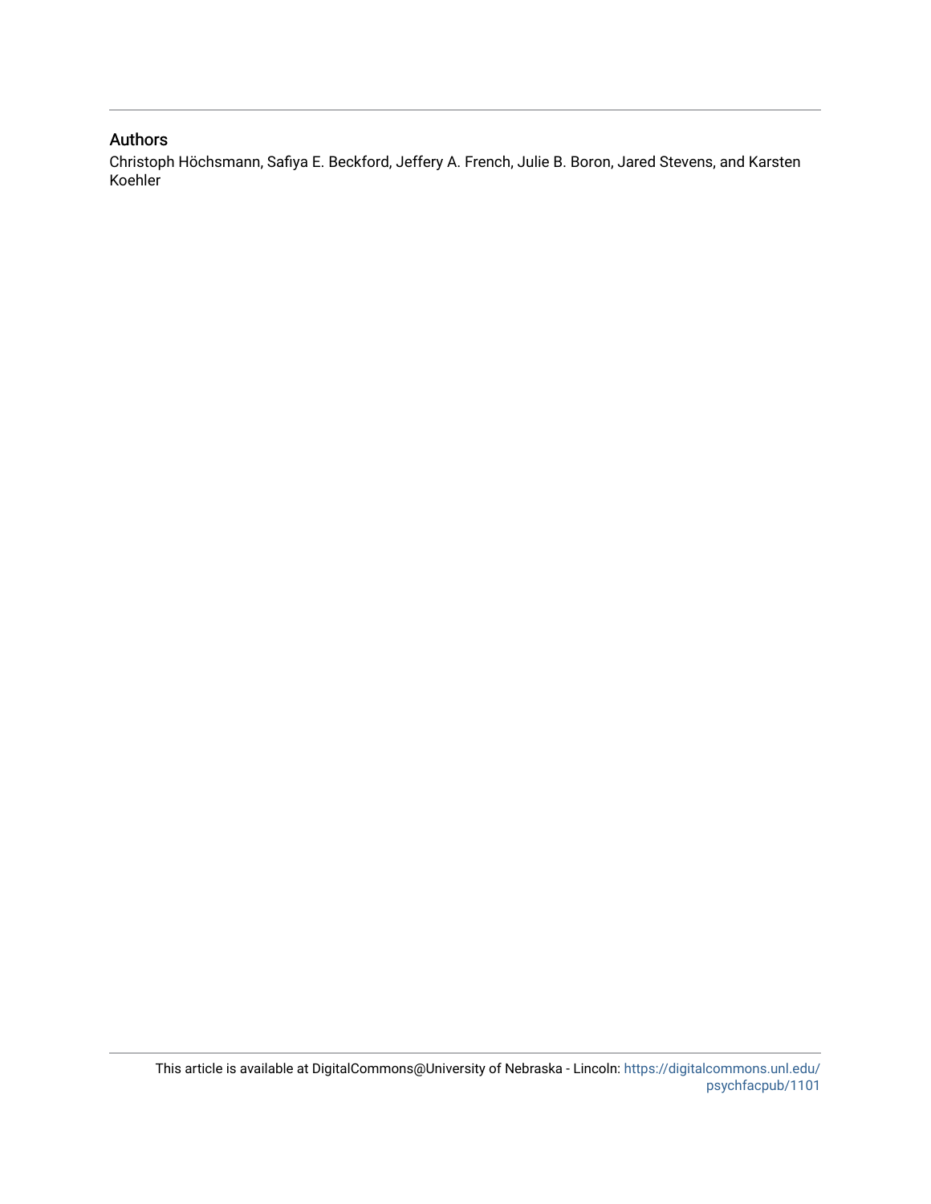## Authors

Christoph Höchsmann, Safiya E. Beckford, Jeffery A. French, Julie B. Boron, Jared Stevens, and Karsten Koehler

This article is available at DigitalCommons@University of Nebraska - Lincoln: https://digitalcommons.unl.edu/psychfacpub/1101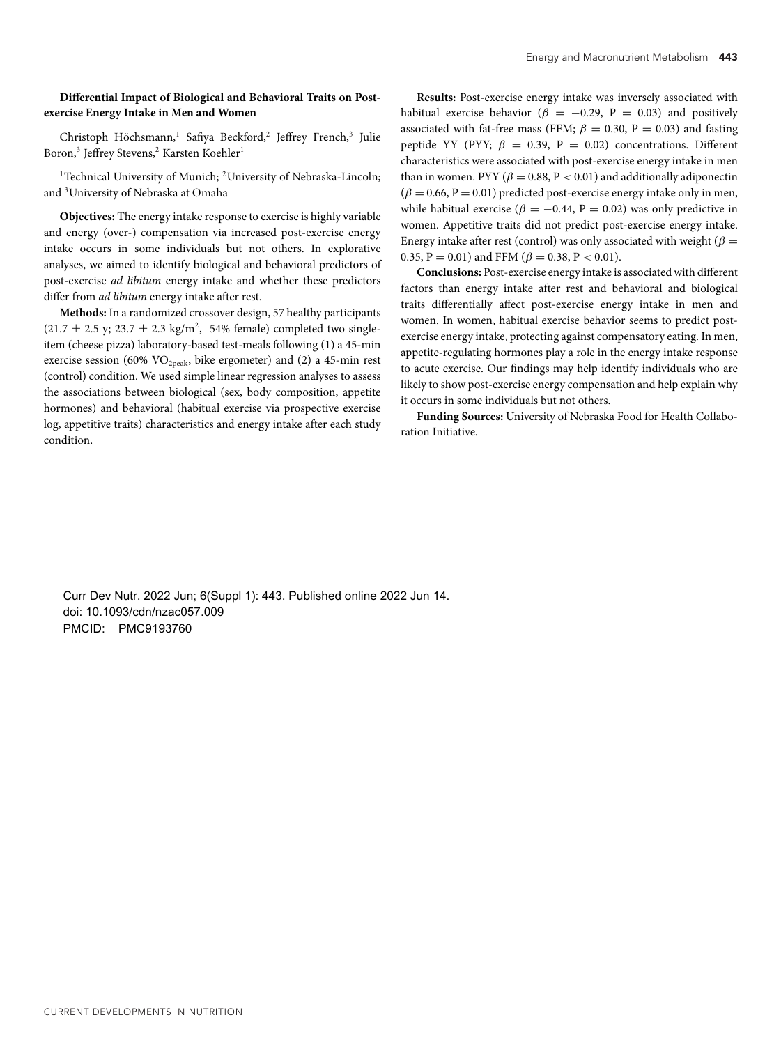### Differential Impact of Biological and Behavioral Traits on Post-exercise Energy Intake in Men and Women

Christoph Höchsmann,[1] Safiya Beckford,[2] Jeffrey French,[3] Julie Boron,[3] Jeffrey Stevens,[2] Karsten Koehler[1]

[1]Technical University of Munich; [2]University of Nebraska-Lincoln; and [3]University of Nebraska at Omaha

**Objectives:** The energy intake response to exercise is highly variable and energy (over-) compensation via increased post-exercise energy intake occurs in some individuals but not others. In explorative analyses, we aimed to identify biological and behavioral predictors of post-exercise *ad libitum* energy intake and whether these predictors differ from *ad libitum* energy intake after rest.

**Methods:** In a randomized crossover design, 57 healthy participants ($21.7 \pm 2.5$ y; $23.7 \pm 2.3$ kg/m$^2$, 54% female) completed two single-item (cheese pizza) laboratory-based test-meals following (1) a 45-min exercise session (60% $VO_{2peak}$, bike ergometer) and (2) a 45-min rest (control) condition. We used simple linear regression analyses to assess the associations between biological (sex, body composition, appetite hormones) and behavioral (habitual exercise via prospective exercise log, appetitive traits) characteristics and energy intake after each study condition.

**Results:** Post-exercise energy intake was inversely associated with habitual exercise behavior ($\beta = -0.29$, $P = 0.03$) and positively associated with fat-free mass (FFM; $\beta = 0.30$, $P = 0.03$) and fasting peptide YY (PYY; $\beta = 0.39$, $P = 0.02$) concentrations. Different characteristics were associated with post-exercise energy intake in men than in women. PYY ($\beta = 0.88$, $P < 0.01$) and additionally adiponectin ($\beta = 0.66$, $P = 0.01$) predicted post-exercise energy intake only in men, while habitual exercise ($\beta = -0.44$, $P = 0.02$) was only predictive in women. Appetitive traits did not predict post-exercise energy intake. Energy intake after rest (control) was only associated with weight ($\beta = 0.35$, $P = 0.01$) and FFM ($\beta = 0.38$, $P < 0.01$).

**Conclusions:** Post-exercise energy intake is associated with different factors than energy intake after rest and behavioral and biological traits differentially affect post-exercise energy intake in men and women. In women, habitual exercise behavior seems to predict post-exercise energy intake, protecting against compensatory eating. In men, appetite-regulating hormones play a role in the energy intake response to acute exercise. Our findings may help identify individuals who are likely to show post-exercise energy compensation and help explain why it occurs in some individuals but not others.

**Funding Sources:** University of Nebraska Food for Health Collaboration Initiative.

Curr Dev Nutr. 2022 Jun; 6(Suppl 1): 443. Published online 2022 Jun 14.
doi: 10.1093/cdn/nzac057.009
PMCID: PMC9193760